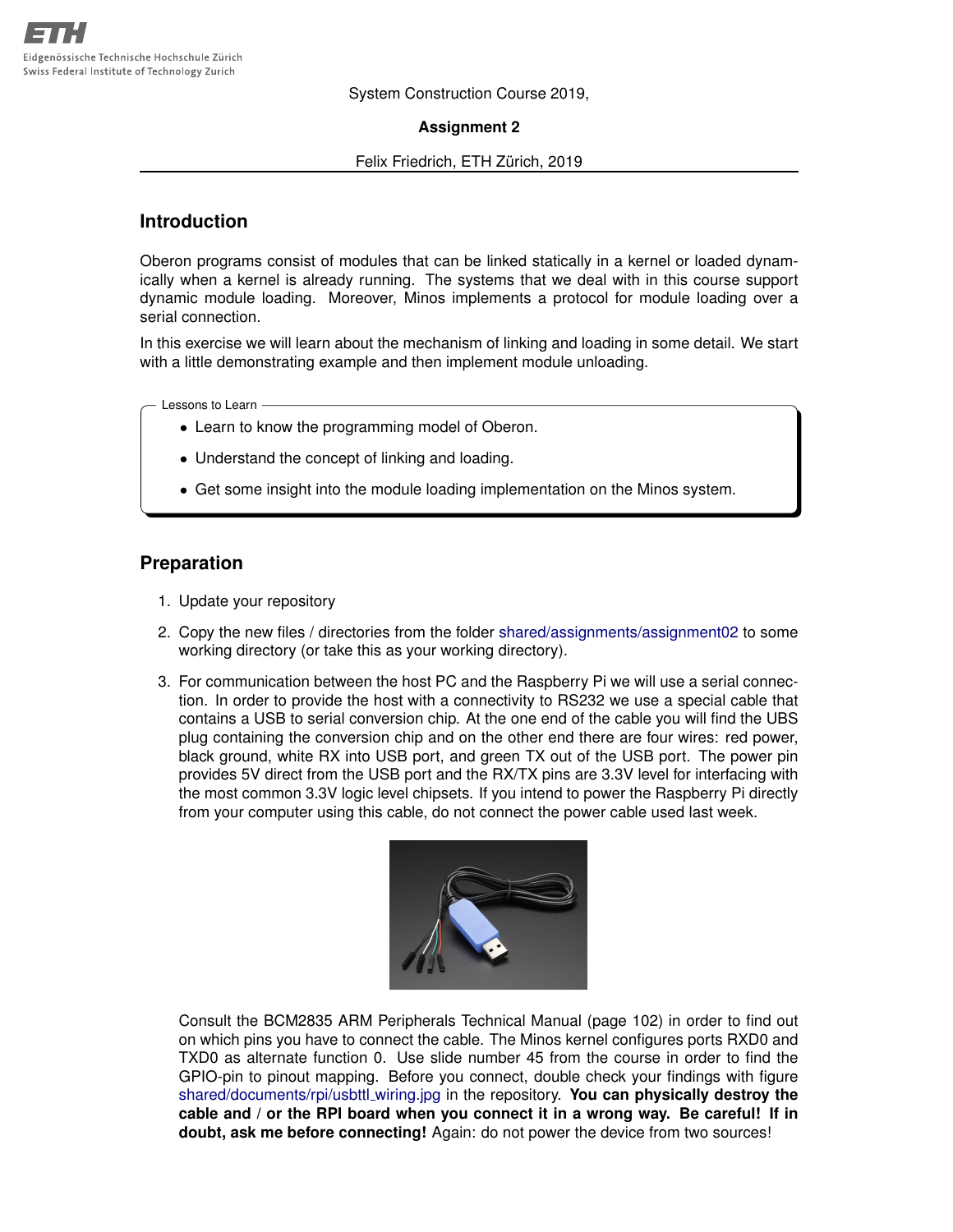ETH
Eidgenössische Technische Hochschule Zürich
Swiss Federal Institute of Technology Zurich

System Construction Course 2019,

**Assignment 2**

Felix Friedrich, ETH Zürich, 2019

## Introduction

Oberon programs consist of modules that can be linked statically in a kernel or loaded dynamically when a kernel is already running. The systems that we deal with in this course support dynamic module loading. Moreover, Minos implements a protocol for module loading over a serial connection.

In this exercise we will learn about the mechanism of linking and loading in some detail. We start with a little demonstrating example and then implement module unloading.

Lessons to Learn

- Learn to know the programming model of Oberon.
- Understand the concept of linking and loading.
- Get some insight into the module loading implementation on the Minos system.

## Preparation

1. Update your repository
2. Copy the new files / directories from the folder shared/assignments/assignment02 to some working directory (or take this as your working directory).
3. For communication between the host PC and the Raspberry Pi we will use a serial connection. In order to provide the host with a connectivity to RS232 we use a special cable that contains a USB to serial conversion chip. At the one end of the cable you will find the UBS plug containing the conversion chip and on the other end there are four wires: red power, black ground, white RX into USB port, and green TX out of the USB port. The power pin provides 5V direct from the USB port and the RX/TX pins are 3.3V level for interfacing with the most common 3.3V logic level chipsets. If you intend to power the Raspberry Pi directly from your computer using this cable, do not connect the power cable used last week.

   Consult the BCM2835 ARM Peripherals Technical Manual (page 102) in order to find out on which pins you have to connect the cable. The Minos kernel configures ports RXD0 and TXD0 as alternate function 0. Use slide number 45 from the course in order to find the GPIO-pin to pinout mapping. Before you connect, double check your findings with figure shared/documents/rpi/usbttl_wiring.jpg in the repository. **You can physically destroy the cable and / or the RPI board when you connect it in a wrong way. Be careful! If in doubt, ask me before connecting!** Again: do not power the device from two sources!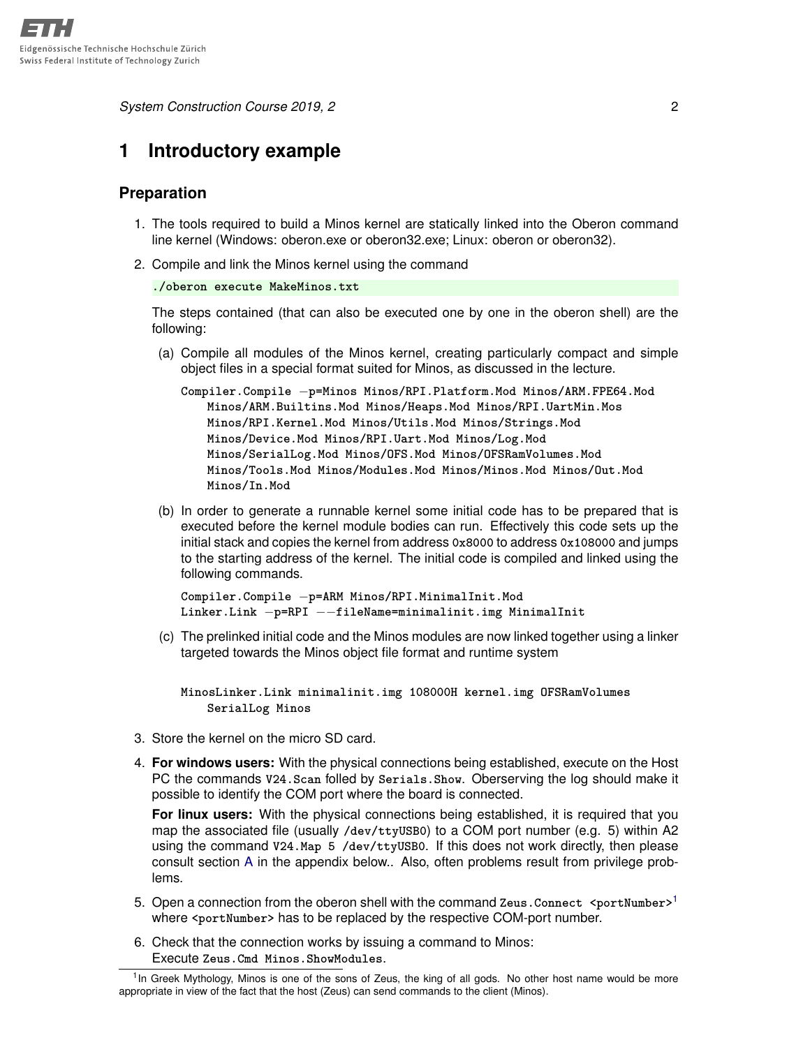# 1 Introductory example

## Preparation

1. The tools required to build a Minos kernel are statically linked into the Oberon command line kernel (Windows: oberon.exe or oberon32.exe; Linux: oberon or oberon32).

2. Compile and link the Minos kernel using the command

   ```
   ./oberon execute MakeMinos.txt
   ```

   The steps contained (that can also be executed one by one in the oberon shell) are the following:

   (a) Compile all modules of the Minos kernel, creating particularly compact and simple object files in a special format suited for Minos, as discussed in the lecture.

   ```
   Compiler.Compile -p=Minos Minos/RPI.Platform.Mod Minos/ARM.FPE64.Mod
       Minos/ARM.Builtins.Mod Minos/Heaps.Mod Minos/RPI.UartMin.Mos
       Minos/RPI.Kernel.Mod Minos/Utils.Mod Minos/Strings.Mod
       Minos/Device.Mod Minos/RPI.Uart.Mod Minos/Log.Mod
       Minos/SerialLog.Mod Minos/OFS.Mod Minos/OFSRamVolumes.Mod
       Minos/Tools.Mod Minos/Modules.Mod Minos/Minos.Mod Minos/Out.Mod
       Minos/In.Mod
   ```

   (b) In order to generate a runnable kernel some initial code has to be prepared that is executed before the kernel module bodies can run. Effectively this code sets up the initial stack and copies the kernel from address `0x8000` to address `0x108000` and jumps to the starting address of the kernel. The initial code is compiled and linked using the following commands.

   ```
   Compiler.Compile -p=ARM Minos/RPI.MinimalInit.Mod
   Linker.Link -p=RPI --fileName=minimalinit.img MinimalInit
   ```

   (c) The prelinked initial code and the Minos modules are now linked together using a linker targeted towards the Minos object file format and runtime system

   ```
   MinosLinker.Link minimalinit.img 108000H kernel.img OFSRamVolumes
       SerialLog Minos
   ```

3. Store the kernel on the micro SD card.

4. **For windows users:** With the physical connections being established, execute on the Host PC the commands `V24.Scan` folled by `Serials.Show`. Oberserving the log should make it possible to identify the COM port where the board is connected.

   **For linux users:** With the physical connections being established, it is required that you map the associated file (usually `/dev/ttyUSB0`) to a COM port number (e.g. 5) within A2 using the command `V24.Map 5 /dev/ttyUSB0`. If this does not work directly, then please consult section A in the appendix below.. Also, often problems result from privilege problems.

5. Open a connection from the oberon shell with the command `Zeus.Connect <portNumber>`[1] where `<portNumber>` has to be replaced by the respective COM-port number.

6. Check that the connection works by issuing a command to Minos:
   Execute `Zeus.Cmd Minos.ShowModules`.

[1] In Greek Mythology, Minos is one of the sons of Zeus, the king of all gods. No other host name would be more appropriate in view of the fact that the host (Zeus) can send commands to the client (Minos).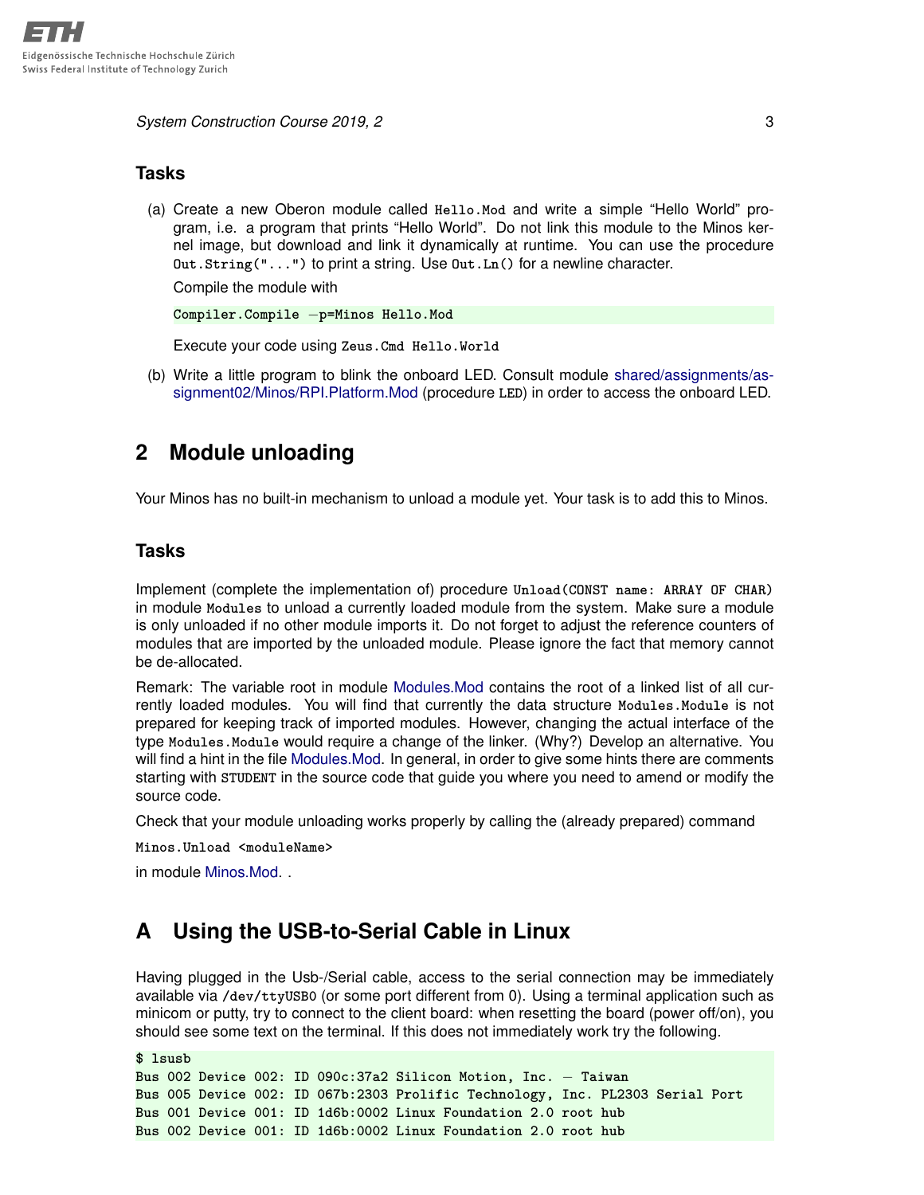### Tasks

(a) Create a new Oberon module called `Hello.Mod` and write a simple "Hello World" program, i.e. a program that prints "Hello World". Do not link this module to the Minos kernel image, but download and link it dynamically at runtime. You can use the procedure `Out.String("...")` to print a string. Use `Out.Ln()` for a newline character.

Compile the module with

```
Compiler.Compile —p=Minos Hello.Mod
```

Execute your code using `Zeus.Cmd Hello.World`

(b) Write a little program to blink the onboard LED. Consult module shared/assignments/assignment02/Minos/RPI.Platform.Mod (procedure `LED`) in order to access the onboard LED.

## 2 Module unloading

Your Minos has no built-in mechanism to unload a module yet. Your task is to add this to Minos.

### Tasks

Implement (complete the implementation of) procedure `Unload(CONST name: ARRAY OF CHAR)` in module `Modules` to unload a currently loaded module from the system. Make sure a module is only unloaded if no other module imports it. Do not forget to adjust the reference counters of modules that are imported by the unloaded module. Please ignore the fact that memory cannot be de-allocated.

Remark: The variable root in module Modules.Mod contains the root of a linked list of all currently loaded modules. You will find that currently the data structure `Modules.Module` is not prepared for keeping track of imported modules. However, changing the actual interface of the type `Modules.Module` would require a change of the linker. (Why?) Develop an alternative. You will find a hint in the file Modules.Mod. In general, in order to give some hints there are comments starting with `STUDENT` in the source code that guide you where you need to amend or modify the source code.

Check that your module unloading works properly by calling the (already prepared) command

`Minos.Unload <moduleName>`

in module Minos.Mod. .

## A Using the USB-to-Serial Cable in Linux

Having plugged in the Usb-/Serial cable, access to the serial connection may be immediately available via `/dev/ttyUSB0` (or some port different from 0). Using a terminal application such as minicom or putty, try to connect to the client board: when resetting the board (power off/on), you should see some text on the terminal. If this does not immediately work try the following.

```
$ lsusb
Bus 002 Device 002: ID 090c:37a2 Silicon Motion, Inc. — Taiwan
Bus 005 Device 002: ID 067b:2303 Prolific Technology, Inc. PL2303 Serial Port
Bus 001 Device 001: ID 1d6b:0002 Linux Foundation 2.0 root hub
Bus 002 Device 001: ID 1d6b:0002 Linux Foundation 2.0 root hub
```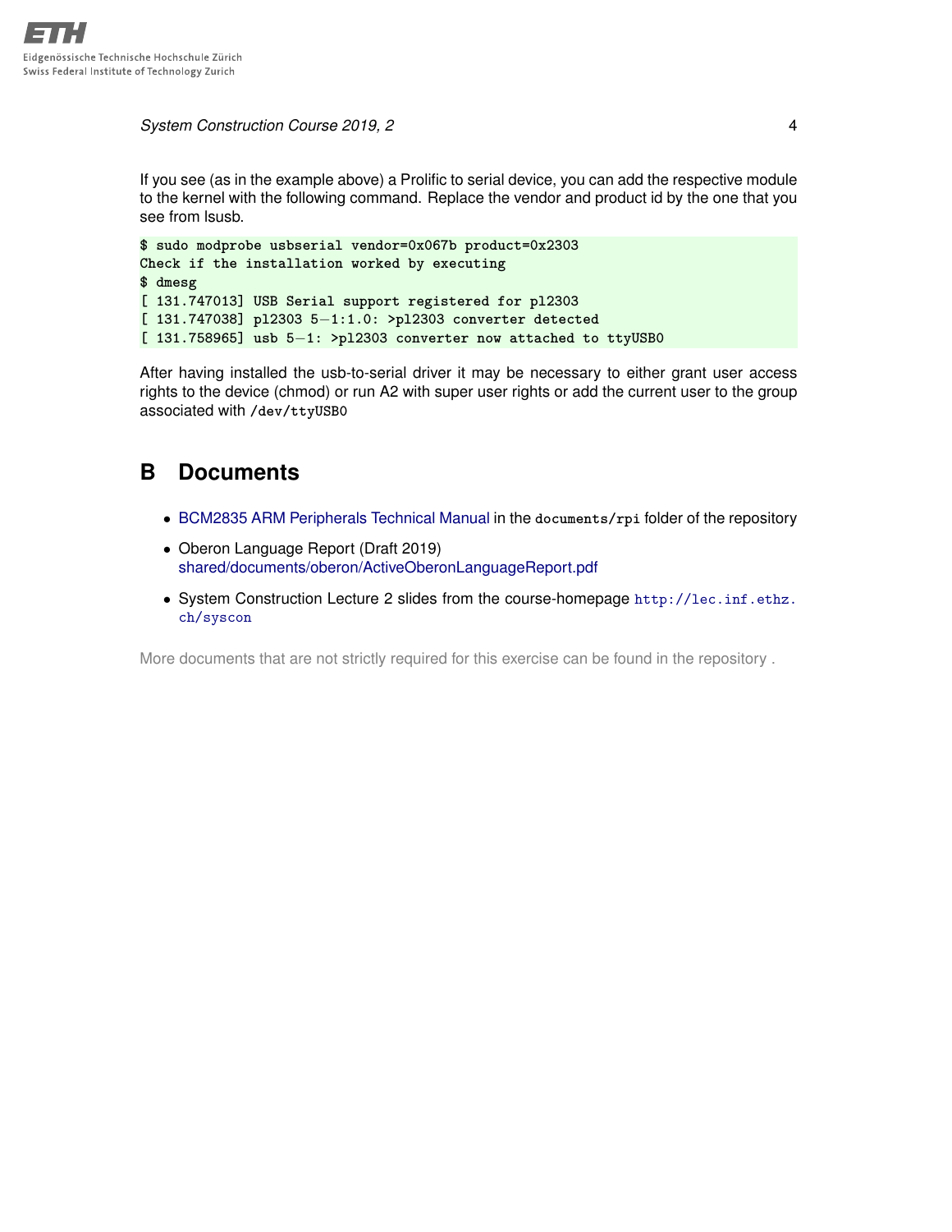If you see (as in the example above) a Prolific to serial device, you can add the respective module to the kernel with the following command. Replace the vendor and product id by the one that you see from lsusb.

```
$ sudo modprobe usbserial vendor=0x067b product=0x2303
Check if the installation worked by executing
$ dmesg
[ 131.747013] USB Serial support registered for pl2303
[ 131.747038] pl2303 5-1:1.0: >pl2303 converter detected
[ 131.758965] usb 5-1: >pl2303 converter now attached to ttyUSB0
```

After having installed the usb-to-serial driver it may be necessary to either grant user access rights to the device (chmod) or run A2 with super user rights or add the current user to the group associated with `/dev/ttyUSB0`

## B Documents

- BCM2835 ARM Peripherals Technical Manual in the `documents/rpi` folder of the repository
- Oberon Language Report (Draft 2019)
  shared/documents/oberon/ActiveOberonLanguageReport.pdf
- System Construction Lecture 2 slides from the course-homepage `http://lec.inf.ethz.ch/syscon`

More documents that are not strictly required for this exercise can be found in the repository .